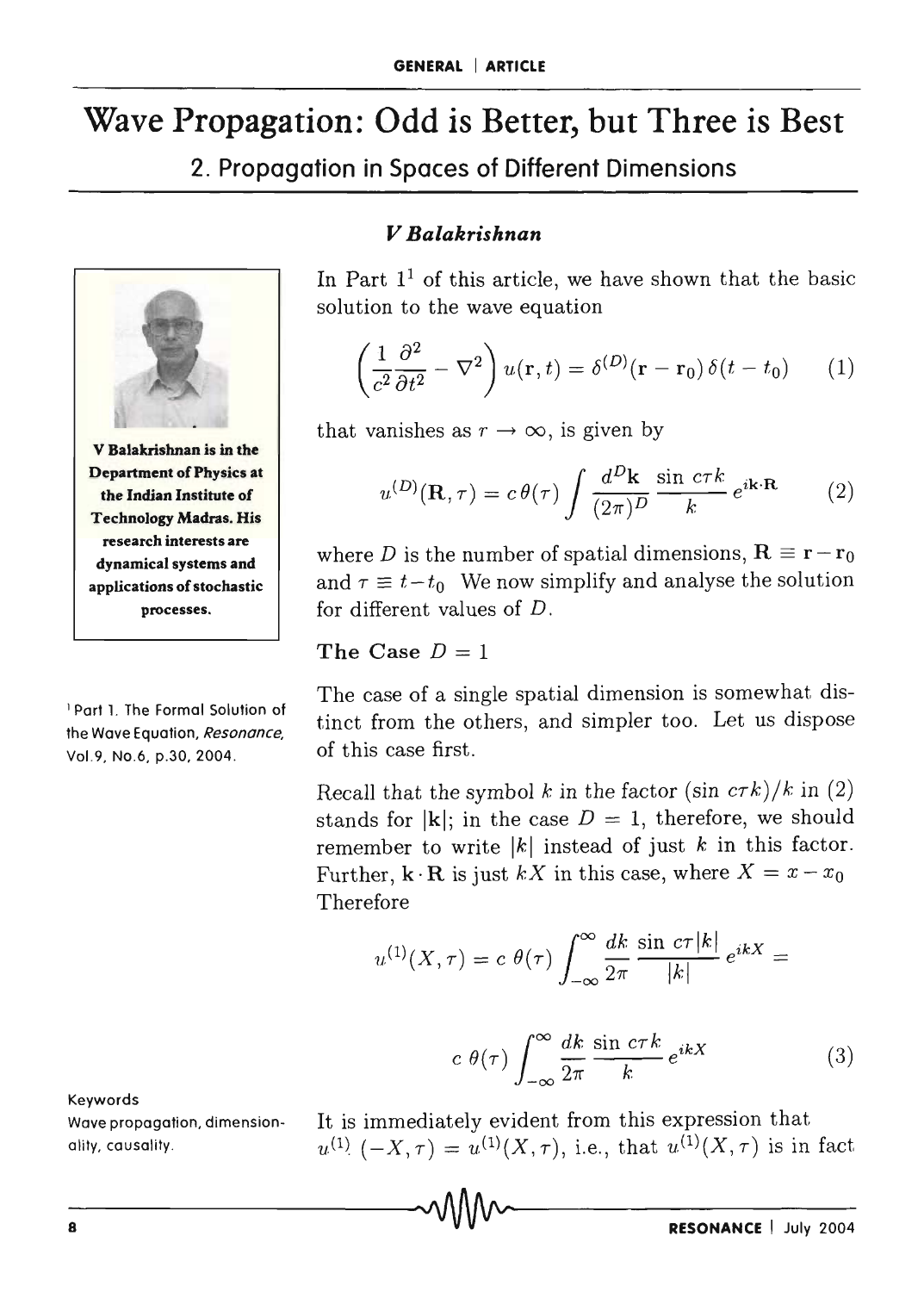# Wave Propagation: Odd is Better, but Three is Best

## 2. Propagation in Spaces of Different Dimensions

***V Balakrishnan***

V Balakrishnan is in the Department of Physics at the Indian Institute of Technology Madras. His research interests are dynamical systems and applications of stochastic processes.

In Part 1[1] of this article, we have shown that the basic solution to the wave equation

$$\left(\frac{1}{c^2}\frac{\partial^2}{\partial t^2} - \nabla^2\right) u(\mathbf{r}, t) = \delta^{(D)}(\mathbf{r} - \mathbf{r}_0)\,\delta(t - t_0) \tag{1}$$

that vanishes as $r \to \infty$, is given by

$$u^{(D)}(\mathbf{R}, \tau) = c\,\theta(\tau) \int \frac{d^D\mathbf{k}}{(2\pi)^D} \frac{\sin c\tau k}{k}\, e^{i\mathbf{k}\cdot\mathbf{R}} \tag{2}$$

where $D$ is the number of spatial dimensions, $\mathbf{R} \equiv \mathbf{r} - \mathbf{r}_0$ and $\tau \equiv t - t_0$ We now simplify and analyse the solution for different values of $D$.

[1] Part 1. The Formal Solution of the Wave Equation, *Resonance*, Vol.9, No.6, p.30, 2004.

**The Case $D = 1$**

The case of a single spatial dimension is somewhat distinct from the others, and simpler too. Let us dispose of this case first.

Recall that the symbol $k$ in the factor $(\sin c\tau k)/k$ in (2) stands for $|\mathbf{k}|$; in the case $D = 1$, therefore, we should remember to write $|k|$ instead of just $k$ in this factor. Further, $\mathbf{k}\cdot\mathbf{R}$ is just $kX$ in this case, where $X = x - x_0$ Therefore

$$u^{(1)}(X, \tau) = c\,\theta(\tau) \int_{-\infty}^{\infty} \frac{dk}{2\pi} \frac{\sin c\tau |k|}{|k|}\, e^{ikX} =$$

$$c\,\theta(\tau) \int_{-\infty}^{\infty} \frac{dk}{2\pi} \frac{\sin c\tau k}{k}\, e^{ikX} \tag{3}$$

Keywords

Wave propagation, dimensionality, causality.

It is immediately evident from this expression that $u^{(1)}(-X, \tau) = u^{(1)}(X, \tau)$, i.e., that $u^{(1)}(X, \tau)$ is in fact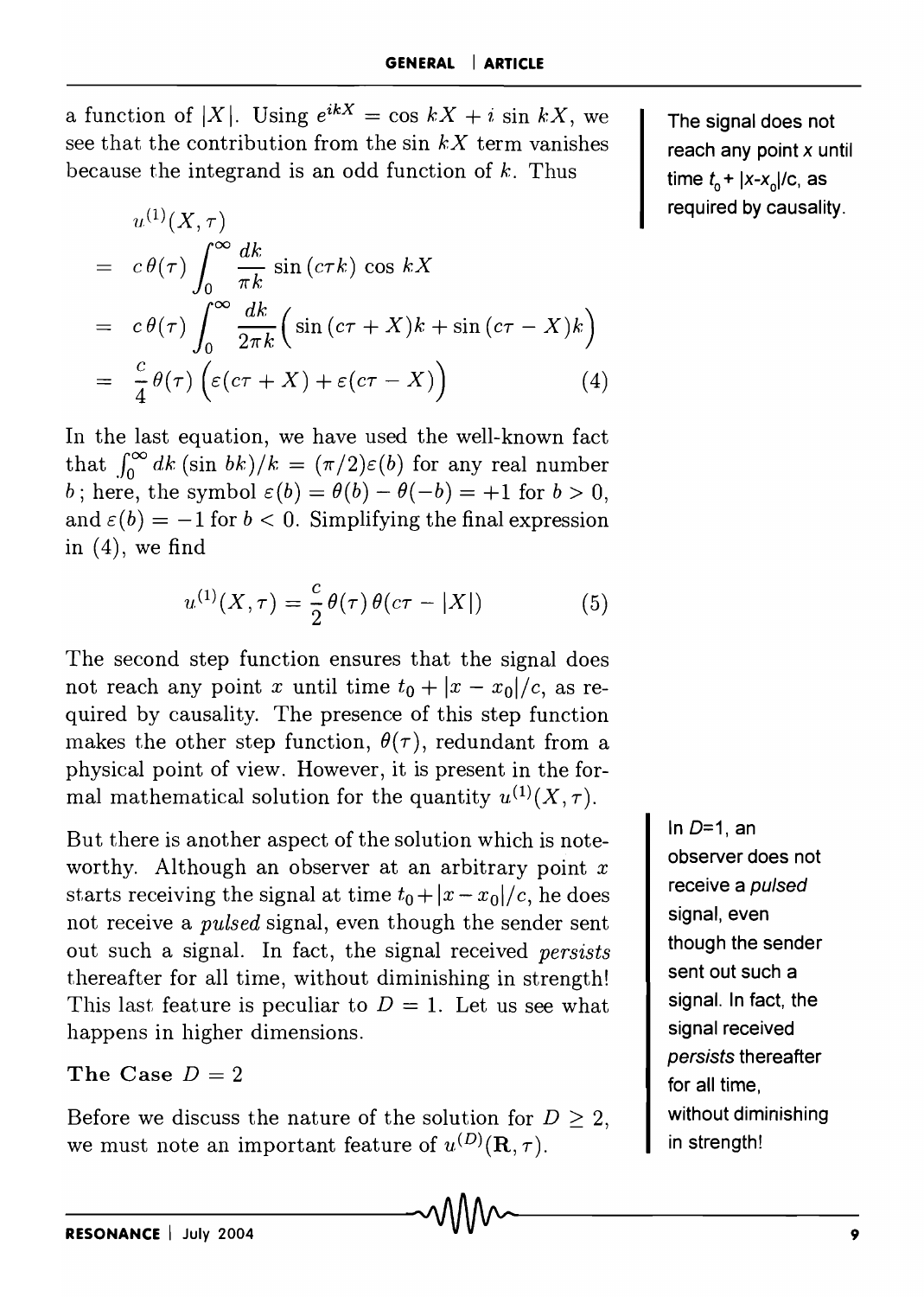a function of $|X|$. Using $e^{ikX} = \cos kX + i \sin kX$, we see that the contribution from the $\sin kX$ term vanishes because the integrand is an odd function of $k$. Thus

$$
\begin{aligned}
& u^{(1)}(X,\tau) \\
&= c\,\theta(\tau) \int_0^\infty \frac{dk}{\pi k} \sin(c\tau k) \cos kX \\
&= c\,\theta(\tau) \int_0^\infty \frac{dk}{2\pi k} \Big( \sin(c\tau + X)k + \sin(c\tau - X)k \Big) \\
&= \frac{c}{4}\,\theta(\tau) \Big( \varepsilon(c\tau + X) + \varepsilon(c\tau - X) \Big) \qquad (4)
\end{aligned}
$$

In the last equation, we have used the well-known fact that $\int_0^\infty dk\,(\sin bk)/k = (\pi/2)\varepsilon(b)$ for any real number $b$; here, the symbol $\varepsilon(b) = \theta(b) - \theta(-b) = +1$ for $b > 0$, and $\varepsilon(b) = -1$ for $b < 0$. Simplifying the final expression in (4), we find

$$
u^{(1)}(X,\tau) = \frac{c}{2}\,\theta(\tau)\,\theta(c\tau - |X|) \qquad (5)
$$

The second step function ensures that the signal does not reach any point $x$ until time $t_0 + |x - x_0|/c$, as required by causality. The presence of this step function makes the other step function, $\theta(\tau)$, redundant from a physical point of view. However, it is present in the formal mathematical solution for the quantity $u^{(1)}(X,\tau)$.

The signal does not reach any point $x$ until time $t_0 + |x-x_0|/c$, as required by causality.

But there is another aspect of the solution which is noteworthy. Although an observer at an arbitrary point $x$ starts receiving the signal at time $t_0 + |x - x_0|/c$, he does not receive a *pulsed* signal, even though the sender sent out such a signal. In fact, the signal received *persists* thereafter for all time, without diminishing in strength! This last feature is peculiar to $D = 1$. Let us see what happens in higher dimensions.

In $D$=1, an observer does not receive a *pulsed* signal, even though the sender sent out such a signal. In fact, the signal received *persists* thereafter for all time, without diminishing in strength!

### The Case $D = 2$

Before we discuss the nature of the solution for $D \geq 2$, we must note an important feature of $u^{(D)}(\mathbf{R},\tau)$.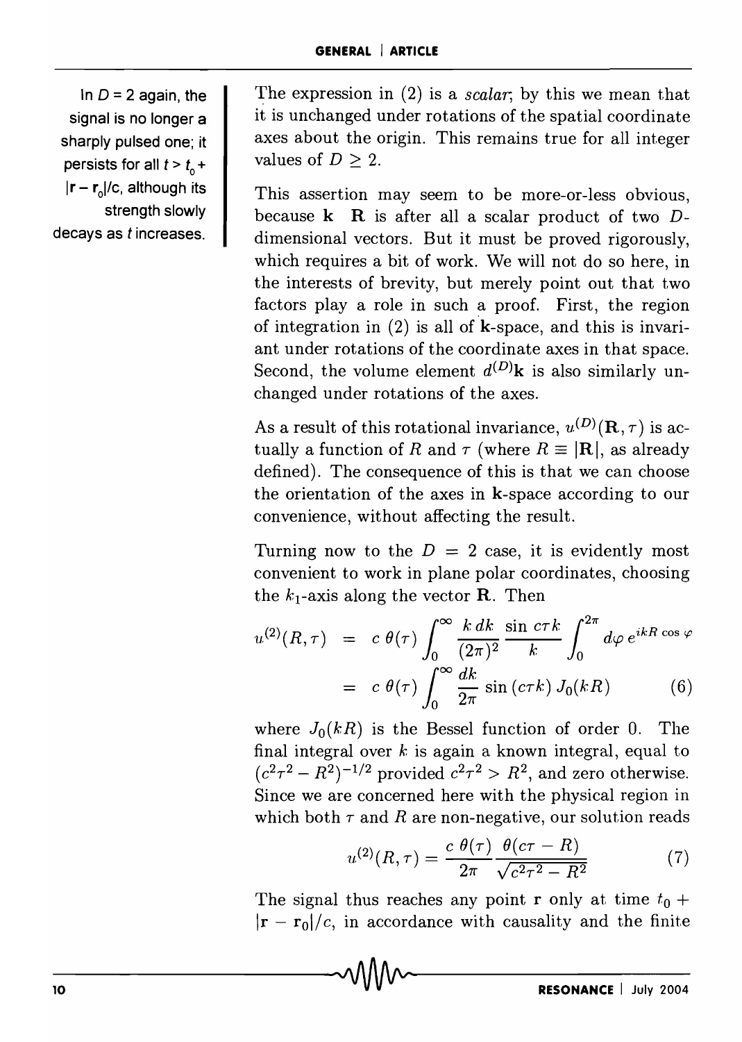In $D = 2$ again, the signal is no longer a sharply pulsed one; it persists for all $t > t_0 + |\mathbf{r} - \mathbf{r}_0|/c$, although its strength slowly decays as $t$ increases.

The expression in (2) is a *scalar*; by this we mean that it is unchanged under rotations of the spatial coordinate axes about the origin. This remains true for all integer values of $D \geq 2$.

This assertion may seem to be more-or-less obvious, because $\mathbf{k} \cdot \mathbf{R}$ is after all a scalar product of two $D$-dimensional vectors. But it must be proved rigorously, which requires a bit of work. We will not do so here, in the interests of brevity, but merely point out that two factors play a role in such a proof. First, the region of integration in (2) is all of $\mathbf{k}$-space, and this is invariant under rotations of the coordinate axes in that space. Second, the volume element $d^{(D)}\mathbf{k}$ is also similarly unchanged under rotations of the axes.

As a result of this rotational invariance, $u^{(D)}(\mathbf{R}, \tau)$ is actually a function of $R$ and $\tau$ (where $R \equiv |\mathbf{R}|$, as already defined). The consequence of this is that we can choose the orientation of the axes in $\mathbf{k}$-space according to our convenience, without affecting the result.

Turning now to the $D = 2$ case, it is evidently most convenient to work in plane polar coordinates, choosing the $k_1$-axis along the vector $\mathbf{R}$. Then

$$
\begin{aligned}
u^{(2)}(R, \tau) &= c\,\theta(\tau) \int_0^{\infty} \frac{k\,dk}{(2\pi)^2} \frac{\sin c\tau k}{k} \int_0^{2\pi} d\varphi\, e^{ikR\cos\varphi} \\
&= c\,\theta(\tau) \int_0^{\infty} \frac{dk}{2\pi} \sin(c\tau k)\, J_0(kR) \qquad (6)
\end{aligned}
$$

where $J_0(kR)$ is the Bessel function of order 0. The final integral over $k$ is again a known integral, equal to $(c^2\tau^2 - R^2)^{-1/2}$ provided $c^2\tau^2 > R^2$, and zero otherwise. Since we are concerned here with the physical region in which both $\tau$ and $R$ are non-negative, our solution reads

$$
u^{(2)}(R, \tau) = \frac{c\,\theta(\tau)}{2\pi} \frac{\theta(c\tau - R)}{\sqrt{c^2\tau^2 - R^2}} \qquad (7)
$$

The signal thus reaches any point $\mathbf{r}$ only at time $t_0 + |\mathbf{r} - \mathbf{r}_0|/c$, in accordance with causality and the finite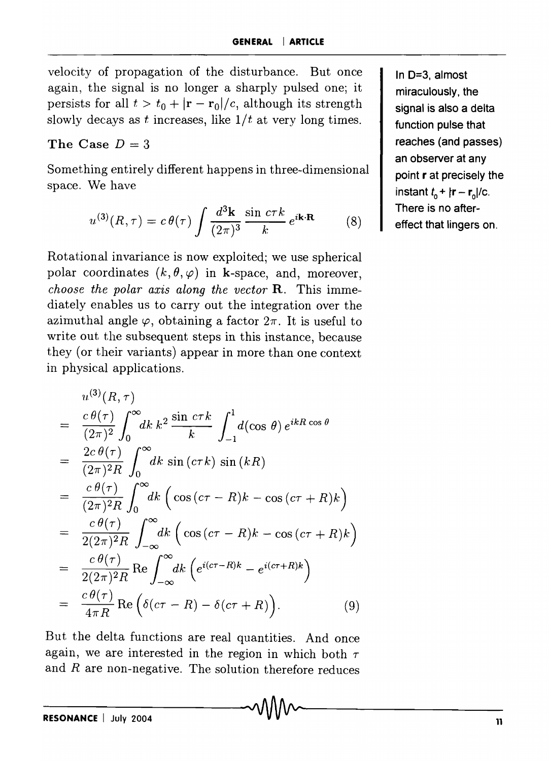velocity of propagation of the disturbance. But once again, the signal is no longer a sharply pulsed one; it persists for all $t > t_0 + |\mathbf{r} - \mathbf{r}_0|/c$, although its strength slowly decays as $t$ increases, like $1/t$ at very long times.

In D=3, almost miraculously, the signal is also a delta function pulse that reaches (and passes) an observer at any point $\mathbf{r}$ at precisely the instant $t_0 + |\mathbf{r} - \mathbf{r}_0|/c$. There is no after-effect that lingers on.

### The Case $D = 3$

Something entirely different happens in three-dimensional space. We have

$$u^{(3)}(R, \tau) = c\,\theta(\tau) \int \frac{d^3\mathbf{k}}{(2\pi)^3} \frac{\sin c\tau k}{k} e^{i\mathbf{k}\cdot\mathbf{R}} \tag{8}$$

Rotational invariance is now exploited; we use spherical polar coordinates $(k, \theta, \varphi)$ in $\mathbf{k}$-space, and, moreover, *choose the polar axis along the vector* $\mathbf{R}$. This immediately enables us to carry out the integration over the azimuthal angle $\varphi$, obtaining a factor $2\pi$. It is useful to write out the subsequent steps in this instance, because they (or their variants) appear in more than one context in physical applications.

$$\begin{aligned}
& u^{(3)}(R, \tau) \\
= & \frac{c\,\theta(\tau)}{(2\pi)^2} \int_0^\infty dk\, k^2 \frac{\sin c\tau k}{k} \int_{-1}^{1} d(\cos\theta)\, e^{ikR\cos\theta} \\
= & \frac{2c\,\theta(\tau)}{(2\pi)^2 R} \int_0^\infty dk\, \sin(c\tau k)\, \sin(kR) \\
= & \frac{c\,\theta(\tau)}{(2\pi)^2 R} \int_0^\infty dk \Big( \cos(c\tau - R)k - \cos(c\tau + R)k \Big) \\
= & \frac{c\,\theta(\tau)}{2(2\pi)^2 R} \int_{-\infty}^\infty dk \Big( \cos(c\tau - R)k - \cos(c\tau + R)k \Big) \\
= & \frac{c\,\theta(\tau)}{2(2\pi)^2 R} \,\mathrm{Re} \int_{-\infty}^\infty dk \Big( e^{i(c\tau - R)k} - e^{i(c\tau + R)k} \Big) \\
= & \frac{c\,\theta(\tau)}{4\pi R} \,\mathrm{Re} \Big( \delta(c\tau - R) - \delta(c\tau + R) \Big).
\end{aligned} \tag{9}$$

But the delta functions are real quantities. And once again, we are interested in the region in which both $\tau$ and $R$ are non-negative. The solution therefore reduces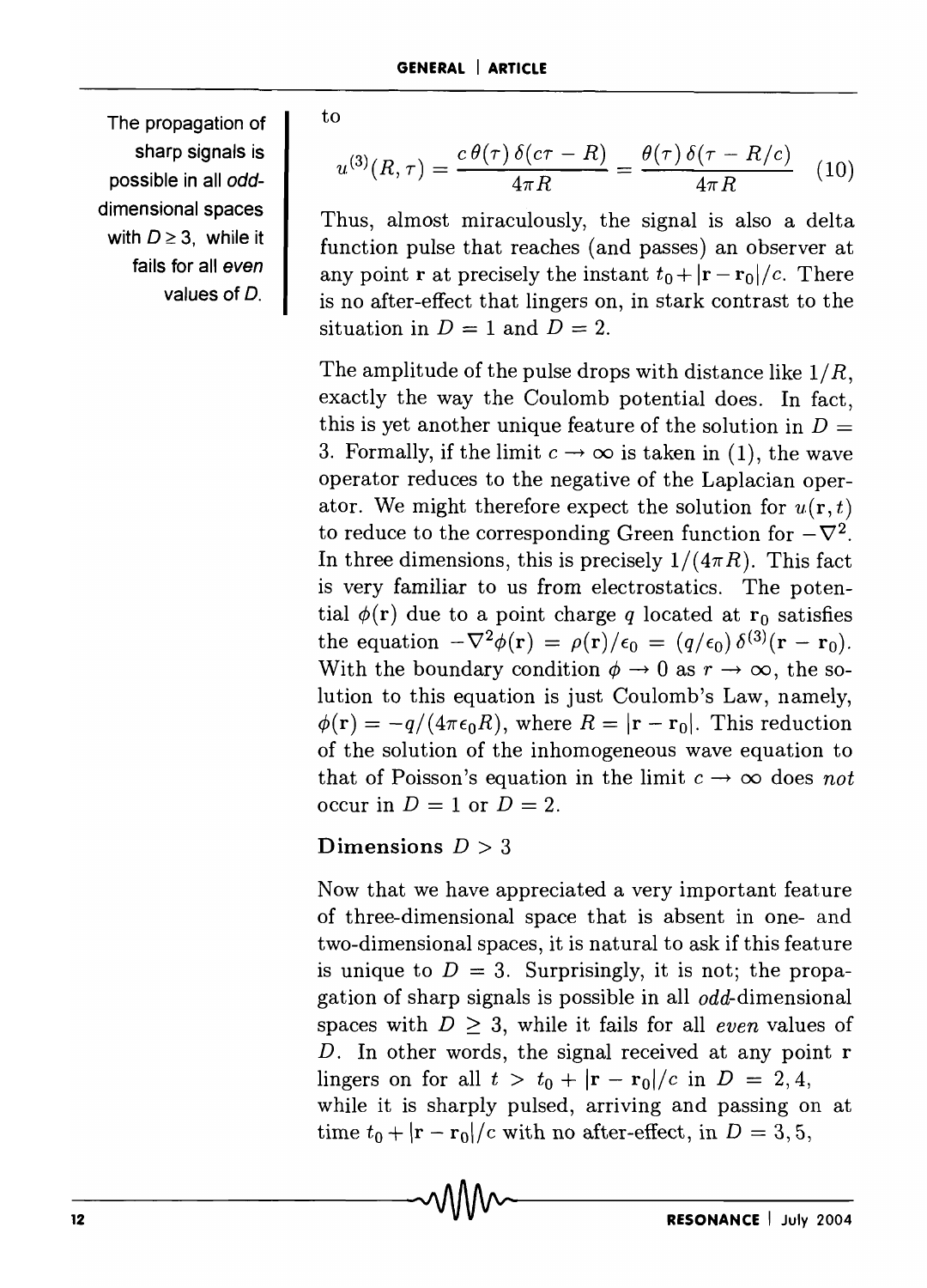The propagation of sharp signals is possible in all *odd*-dimensional spaces with $D \geq 3$, while it fails for all *even* values of $D$.

to

$$u^{(3)}(R,\tau) = \frac{c\,\theta(\tau)\,\delta(c\tau - R)}{4\pi R} = \frac{\theta(\tau)\,\delta(\tau - R/c)}{4\pi R} \quad (10)$$

Thus, almost miraculously, the signal is also a delta function pulse that reaches (and passes) an observer at any point $\mathbf{r}$ at precisely the instant $t_0 + |\mathbf{r} - \mathbf{r}_0|/c$. There is no after-effect that lingers on, in stark contrast to the situation in $D = 1$ and $D = 2$.

The amplitude of the pulse drops with distance like $1/R$, exactly the way the Coulomb potential does. In fact, this is yet another unique feature of the solution in $D = 3$. Formally, if the limit $c \to \infty$ is taken in (1), the wave operator reduces to the negative of the Laplacian operator. We might therefore expect the solution for $u(\mathbf{r}, t)$ to reduce to the corresponding Green function for $-\nabla^2$. In three dimensions, this is precisely $1/(4\pi R)$. This fact is very familiar to us from electrostatics. The potential $\phi(\mathbf{r})$ due to a point charge $q$ located at $\mathbf{r}_0$ satisfies the equation $-\nabla^2\phi(\mathbf{r}) = \rho(\mathbf{r})/\epsilon_0 = (q/\epsilon_0)\,\delta^{(3)}(\mathbf{r} - \mathbf{r}_0)$. With the boundary condition $\phi \to 0$ as $r \to \infty$, the solution to this equation is just Coulomb's Law, namely, $\phi(\mathbf{r}) = -q/(4\pi\epsilon_0 R)$, where $R = |\mathbf{r} - \mathbf{r}_0|$. This reduction of the solution of the inhomogeneous wave equation to that of Poisson's equation in the limit $c \to \infty$ does *not* occur in $D = 1$ or $D = 2$.

### Dimensions $D > 3$

Now that we have appreciated a very important feature of three-dimensional space that is absent in one- and two-dimensional spaces, it is natural to ask if this feature is unique to $D = 3$. Surprisingly, it is not; the propagation of sharp signals is possible in all *odd*-dimensional spaces with $D \geq 3$, while it fails for all *even* values of $D$. In other words, the signal received at any point $\mathbf{r}$ lingers on for all $t > t_0 + |\mathbf{r} - \mathbf{r}_0|/c$ in $D = 2, 4,$ while it is sharply pulsed, arriving and passing on at time $t_0 + |\mathbf{r} - \mathbf{r}_0|/c$ with no after-effect, in $D = 3, 5,$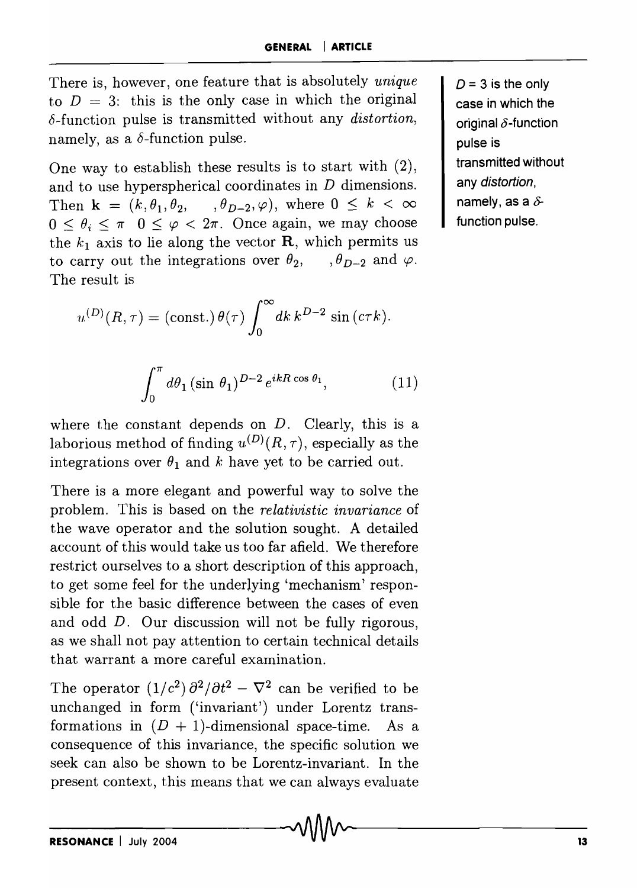There is, however, one feature that is absolutely *unique* to $D = 3$: this is the only case in which the original $\delta$-function pulse is transmitted without any *distortion*, namely, as a $\delta$-function pulse.

$D = 3$ is the only case in which the original $\delta$-function pulse is transmitted without any *distortion*, namely, as a $\delta$-function pulse.

One way to establish these results is to start with (2), and to use hyperspherical coordinates in $D$ dimensions. Then $\mathbf{k} = (k, \theta_1, \theta_2, \quad, \theta_{D-2}, \varphi)$, where $0 \leq k < \infty$ $0 \leq \theta_i \leq \pi$ $0 \leq \varphi < 2\pi$. Once again, we may choose the $k_1$ axis to lie along the vector $\mathbf{R}$, which permits us to carry out the integrations over $\theta_2, \quad, \theta_{D-2}$ and $\varphi$. The result is

$$u^{(D)}(R, \tau) = (\text{const.})\, \theta(\tau) \int_0^\infty dk\, k^{D-2} \sin(c\tau k).$$

$$\int_0^\pi d\theta_1\, (\sin\theta_1)^{D-2}\, e^{ikR\cos\theta_1}, \qquad (11)$$

where the constant depends on $D$. Clearly, this is a laborious method of finding $u^{(D)}(R, \tau)$, especially as the integrations over $\theta_1$ and $k$ have yet to be carried out.

There is a more elegant and powerful way to solve the problem. This is based on the *relativistic invariance* of the wave operator and the solution sought. A detailed account of this would take us too far afield. We therefore restrict ourselves to a short description of this approach, to get some feel for the underlying 'mechanism' responsible for the basic difference between the cases of even and odd $D$. Our discussion will not be fully rigorous, as we shall not pay attention to certain technical details that warrant a more careful examination.

The operator $(1/c^2)\, \partial^2/\partial t^2 - \nabla^2$ can be verified to be unchanged in form ('invariant') under Lorentz transformations in $(D + 1)$-dimensional space-time. As a consequence of this invariance, the specific solution we seek can also be shown to be Lorentz-invariant. In the present context, this means that we can always evaluate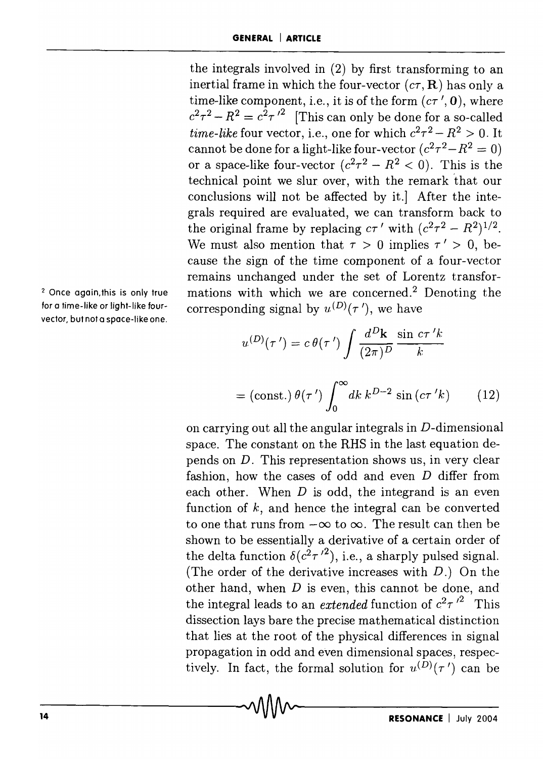the integrals involved in (2) by first transforming to an inertial frame in which the four-vector $(c\tau, \mathbf{R})$ has only a time-like component, i.e., it is of the form $(c\tau', \mathbf{0})$, where $c^2\tau^2 - R^2 = c^2\tau'^2$ [This can only be done for a so-called *time-like* four vector, i.e., one for which $c^2\tau^2 - R^2 > 0$. It cannot be done for a light-like four-vector $(c^2\tau^2 - R^2 = 0)$ or a space-like four-vector $(c^2\tau^2 - R^2 < 0)$. This is the technical point we slur over, with the remark that our conclusions will not be affected by it.] After the integrals required are evaluated, we can transform back to the original frame by replacing $c\tau'$ with $(c^2\tau^2 - R^2)^{1/2}$. We must also mention that $\tau > 0$ implies $\tau' > 0$, because the sign of the time component of a four-vector remains unchanged under the set of Lorentz transformations with which we are concerned.[2] Denoting the corresponding signal by $u^{(D)}(\tau')$, we have

[2] Once again, this is only true for a time-like or light-like four-vector, but not a space-like one.

$$u^{(D)}(\tau') = c\,\theta(\tau') \int \frac{d^D\mathbf{k}}{(2\pi)^D} \frac{\sin c\tau' k}{k}$$

$$= (\text{const.})\, \theta(\tau') \int_0^\infty dk\, k^{D-2} \sin(c\tau' k) \qquad (12)$$

on carrying out all the angular integrals in $D$-dimensional space. The constant on the RHS in the last equation depends on $D$. This representation shows us, in very clear fashion, how the cases of odd and even $D$ differ from each other. When $D$ is odd, the integrand is an even function of $k$, and hence the integral can be converted to one that runs from $-\infty$ to $\infty$. The result can then be shown to be essentially a derivative of a certain order of the delta function $\delta(c^2\tau'^2)$, i.e., a sharply pulsed signal. (The order of the derivative increases with $D$.) On the other hand, when $D$ is even, this cannot be done, and the integral leads to an *extended* function of $c^2\tau'^2$ This dissection lays bare the precise mathematical distinction that lies at the root of the physical differences in signal propagation in odd and even dimensional spaces, respectively. In fact, the formal solution for $u^{(D)}(\tau')$ can be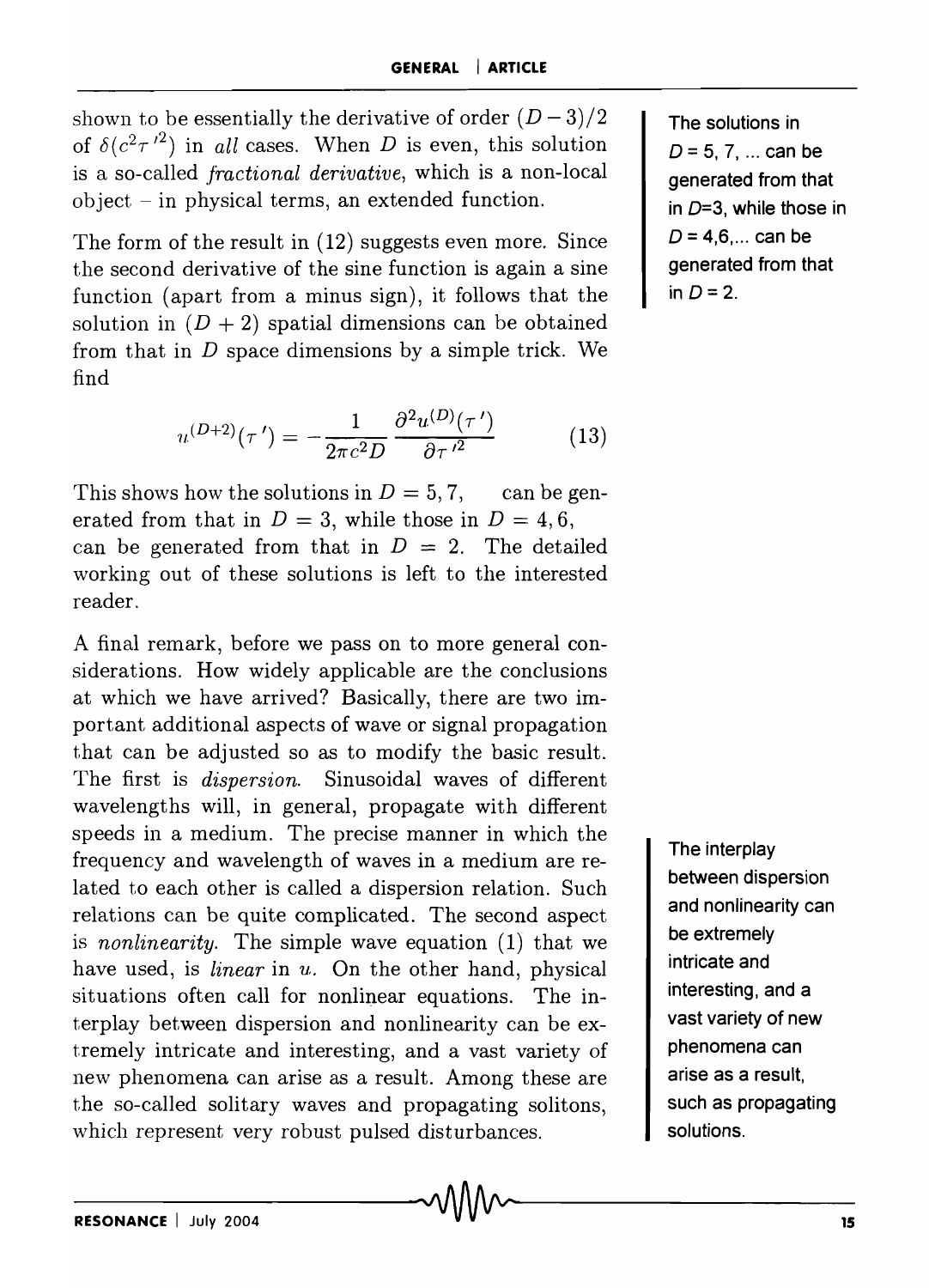shown to be essentially the derivative of order $(D-3)/2$ of $\delta(c^2\tau'^2)$ in *all* cases. When $D$ is even, this solution is a so-called *fractional derivative*, which is a non-local object – in physical terms, an extended function.

The solutions in $D$ = 5, 7, ... can be generated from that in $D$=3, while those in $D$ = 4,6,... can be generated from that in $D$ = 2.

The form of the result in (12) suggests even more. Since the second derivative of the sine function is again a sine function (apart from a minus sign), it follows that the solution in $(D+2)$ spatial dimensions can be obtained from that in $D$ space dimensions by a simple trick. We find

$$u^{(D+2)}(\tau') = -\frac{1}{2\pi c^2 D}\,\frac{\partial^2 u^{(D)}(\tau')}{\partial \tau'^2} \tag{13}$$

This shows how the solutions in $D = 5, 7,$ can be generated from that in $D = 3$, while those in $D = 4, 6,$ can be generated from that in $D = 2$. The detailed working out of these solutions is left to the interested reader.

A final remark, before we pass on to more general considerations. How widely applicable are the conclusions at which we have arrived? Basically, there are two important additional aspects of wave or signal propagation that can be adjusted so as to modify the basic result. The first is *dispersion*. Sinusoidal waves of different wavelengths will, in general, propagate with different speeds in a medium. The precise manner in which the frequency and wavelength of waves in a medium are related to each other is called a dispersion relation. Such relations can be quite complicated. The second aspect is *nonlinearity*. The simple wave equation (1) that we have used, is *linear* in $u$. On the other hand, physical situations often call for nonlinear equations. The interplay between dispersion and nonlinearity can be extremely intricate and interesting, and a vast variety of new phenomena can arise as a result. Among these are the so-called solitary waves and propagating solitons, which represent very robust pulsed disturbances.

The interplay between dispersion and nonlinearity can be extremely intricate and interesting, and a vast variety of new phenomena can arise as a result, such as propagating solutions.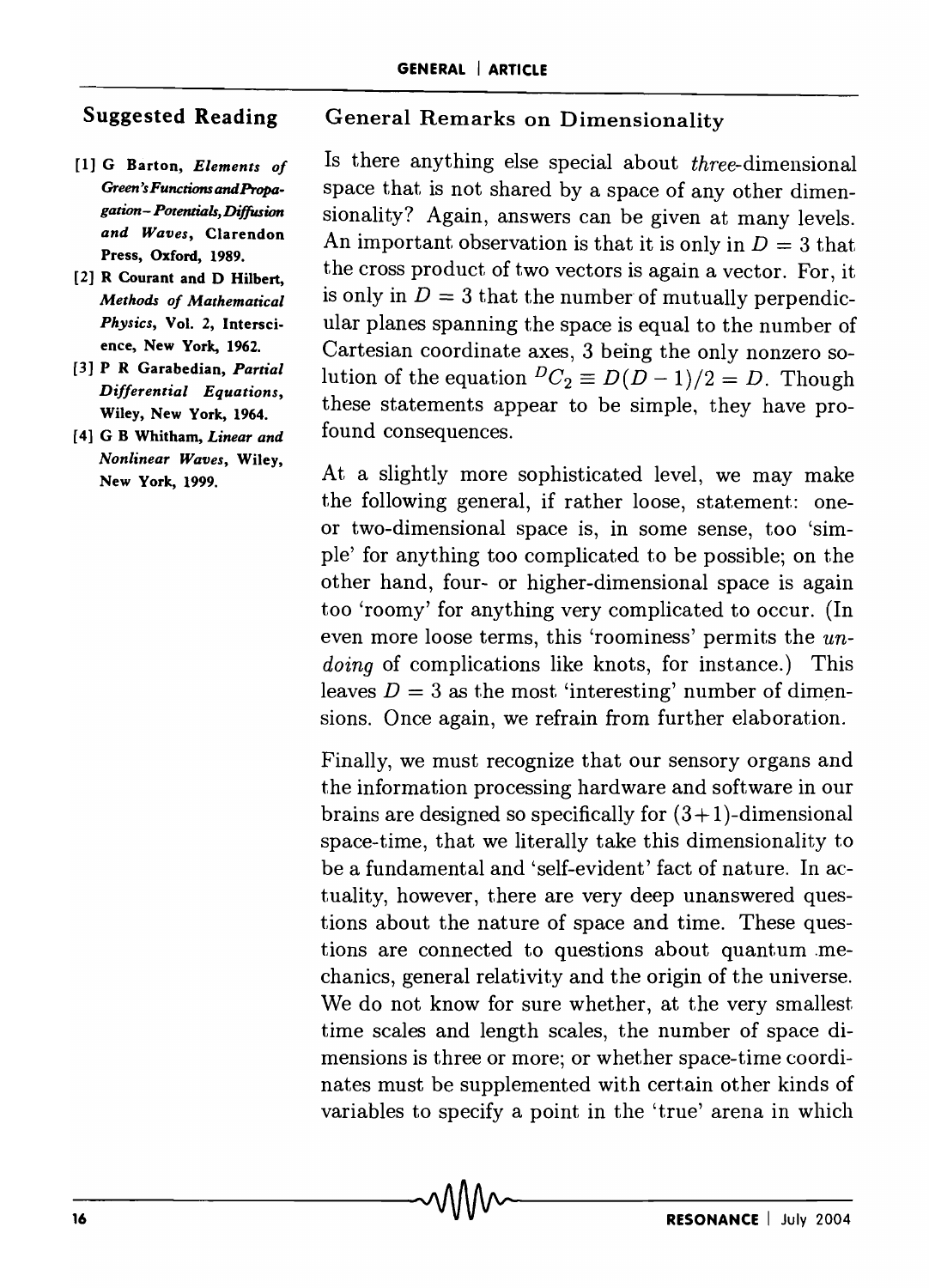## Suggested Reading

[1] G Barton, *Elements of Green's Functions and Propagation– Potentials, Diffusion and Waves*, Clarendon Press, Oxford, 1989.

[2] R Courant and D Hilbert, *Methods of Mathematical Physics*, Vol. 2, Interscience, New York, 1962.

[3] P R Garabedian, *Partial Differential Equations*, Wiley, New York, 1964.

[4] G B Whitham, *Linear and Nonlinear Waves*, Wiley, New York, 1999.

## General Remarks on Dimensionality

Is there anything else special about *three*-dimensional space that is not shared by a space of any other dimensionality? Again, answers can be given at many levels. An important observation is that it is only in $D = 3$ that the cross product of two vectors is again a vector. For, it is only in $D = 3$ that the number of mutually perpendicular planes spanning the space is equal to the number of Cartesian coordinate axes, 3 being the only nonzero solution of the equation ${}^{D}C_2 \equiv D(D-1)/2 = D$. Though these statements appear to be simple, they have profound consequences.

At a slightly more sophisticated level, we may make the following general, if rather loose, statement: one- or two-dimensional space is, in some sense, too 'simple' for anything too complicated to be possible; on the other hand, four- or higher-dimensional space is again too 'roomy' for anything very complicated to occur. (In even more loose terms, this 'roominess' permits the *undoing* of complications like knots, for instance.) This leaves $D = 3$ as the most 'interesting' number of dimensions. Once again, we refrain from further elaboration.

Finally, we must recognize that our sensory organs and the information processing hardware and software in our brains are designed so specifically for $(3+1)$-dimensional space-time, that we literally take this dimensionality to be a fundamental and 'self-evident' fact of nature. In actuality, however, there are very deep unanswered questions about the nature of space and time. These questions are connected to questions about quantum mechanics, general relativity and the origin of the universe. We do not know for sure whether, at the very smallest time scales and length scales, the number of space dimensions is three or more; or whether space-time coordinates must be supplemented with certain other kinds of variables to specify a point in the 'true' arena in which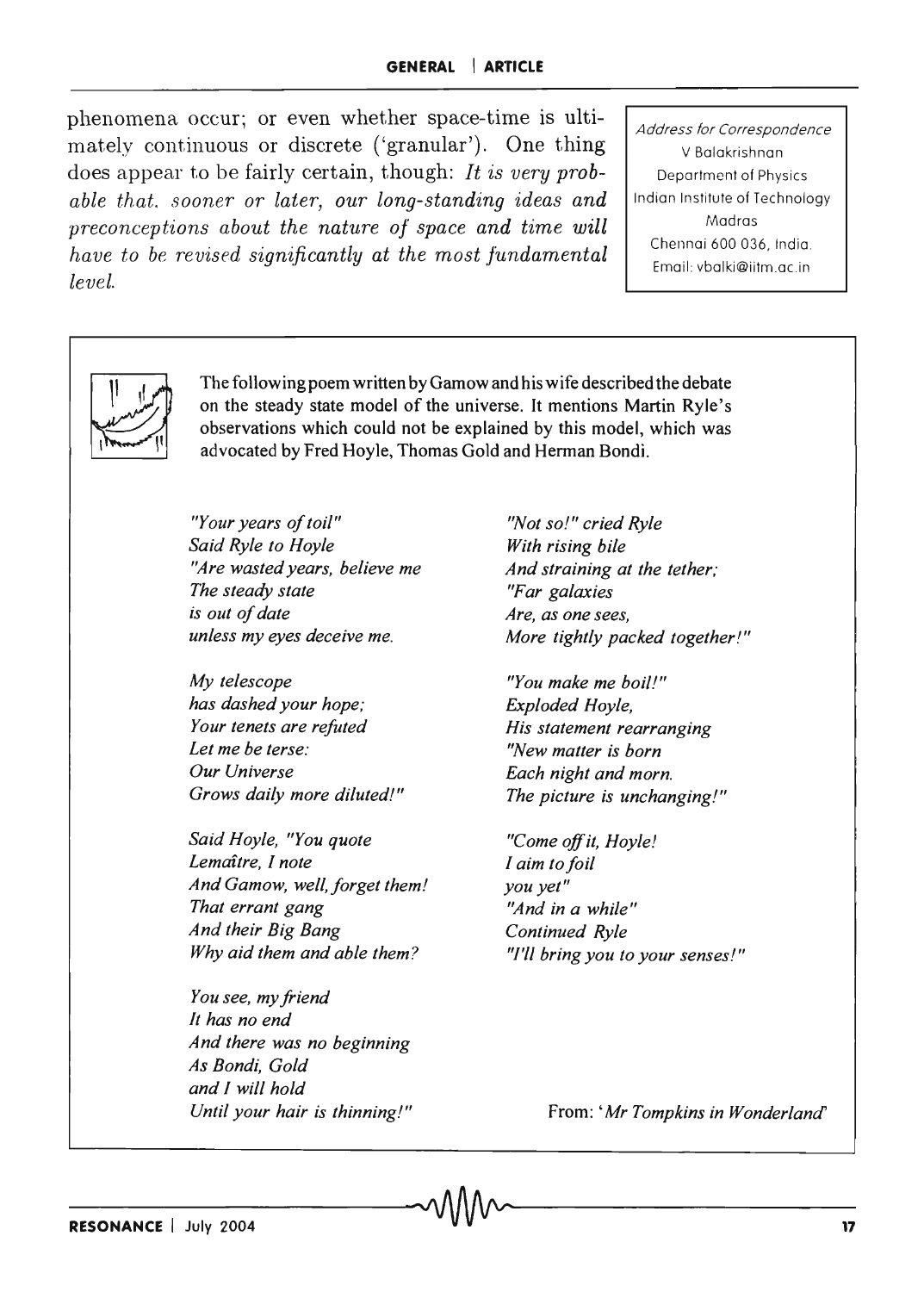phenomena occur; or even whether space-time is ultimately continuous or discrete ('granular'). One thing does appear to be fairly certain, though: *It is very probable that, sooner or later, our long-standing ideas and preconceptions about the nature of space and time will have to be revised significantly at the most fundamental level.*

*Address for Correspondence*
V Balakrishnan
Department of Physics
Indian Institute of Technology
Madras
Chennai 600 036, India.
Email: vbalki@iitm.ac.in

The following poem written by Gamow and his wife described the debate on the steady state model of the universe. It mentions Martin Ryle's observations which could not be explained by this model, which was advocated by Fred Hoyle, Thomas Gold and Herman Bondi.

*"Your years of toil"*
*Said Ryle to Hoyle*
*"Are wasted years, believe me*
*The steady state*
*is out of date*
*unless my eyes deceive me.*

*My telescope*
*has dashed your hope;*
*Your tenets are refuted*
*Let me be terse:*
*Our Universe*
*Grows daily more diluted!"*

*Said Hoyle, "You quote*
*Lemaître, I note*
*And Gamow, well, forget them!*
*That errant gang*
*And their Big Bang*
*Why aid them and able them?*

*You see, my friend*
*It has no end*
*And there was no beginning*
*As Bondi, Gold*
*and I will hold*
*Until your hair is thinning!"*

*"Not so!" cried Ryle*
*With rising bile*
*And straining at the tether;*
*"Far galaxies*
*Are, as one sees,*
*More tightly packed together!"*

*"You make me boil!"*
*Exploded Hoyle,*
*His statement rearranging*
*"New matter is born*
*Each night and morn.*
*The picture is unchanging!"*

*"Come off it, Hoyle!*
*I aim to foil*
*you yet"*
*"And in a while"*
*Continued Ryle*
*"I'll bring you to your senses!"*

From: '*Mr Tompkins in Wonderland*'